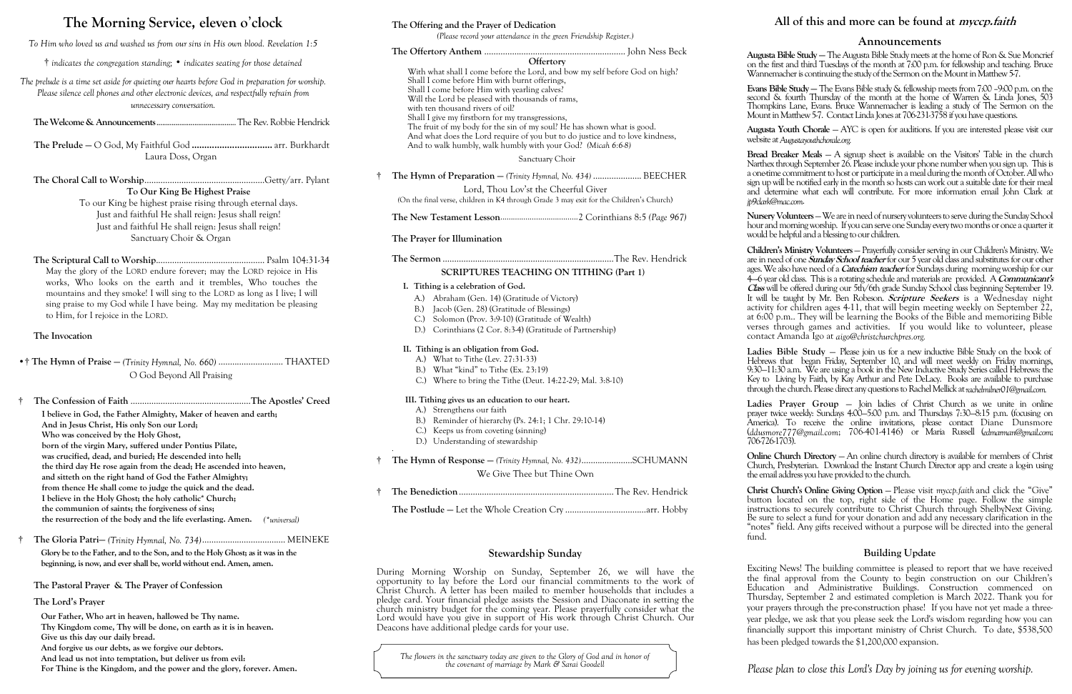# The Morning Service, eleven o'clock

*To Him who loved us and washed us from our sins in His own blood. Revelation 1:5*

*† indicates the congregation standing; • indicates seating for those detained*

*The prelude is a time set aside for quieting our hearts before God in preparation for worship. Please silence cell phones and other electronic devices, and respectfully refrain from unnecessary conversation.*

**The Welcome & Announcements** ........................................ The Rev. Robbie Hendrick

**The Prelude** — O God, My Faithful God ................................ arr. Burkhardt
Laura Doss, Organ

**The Choral Call to Worship** .................................................... Getty/arr. Pylant
**To Our King Be Highest Praise**
To our King be highest praise rising through eternal days.
Just and faithful He shall reign: Jesus shall reign!
Just and faithful He shall reign: Jesus shall reign!
Sanctuary Choir & Organ

**The Scriptural Call to Worship** ............................................... Psalm 104:31-34
May the glory of the LORD endure forever; may the LORD rejoice in His works, Who looks on the earth and it trembles, Who touches the mountains and they smoke! I will sing to the LORD as long as I live; I will sing praise to my God while I have being. May my meditation be pleasing to Him, for I rejoice in the LORD.

**The Invocation**

•† **The Hymn of Praise** — *(Trinity Hymnal, No. 660)* ........................... THAXTED
O God Beyond All Praising

† **The Confession of Faith** .................................................... **The Apostles' Creed**

**I believe in God, the Father Almighty, Maker of heaven and earth;**
**And in Jesus Christ, His only Son our Lord;**
**Who was conceived by the Holy Ghost,**
**born of the virgin Mary, suffered under Pontius Pilate,**
**was crucified, dead, and buried; He descended into hell;**
**the third day He rose again from the dead; He ascended into heaven,**
**and sitteth on the right hand of God the Father Almighty;**
**from thence He shall come to judge the quick and the dead.**
**I believe in the Holy Ghost; the holy catholic\* Church;**
**the communion of saints; the forgiveness of sins;**
**the resurrection of the body and the life everlasting. Amen.** *(\*universal)*

† **The Gloria Patri**— *(Trinity Hymnal, No. 734)* .................................... MEINEKE

**Glory be to the Father, and to the Son, and to the Holy Ghost; as it was in the beginning, is now, and ever shall be, world without end. Amen, amen.**

**The Pastoral Prayer & The Prayer of Confession**

**The Lord's Prayer**

**Our Father, Who art in heaven, hallowed be Thy name.**
**Thy Kingdom come, Thy will be done, on earth as it is in heaven.**
**Give us this day our daily bread.**
**And forgive us our debts, as we forgive our debtors.**
**And lead us not into temptation, but deliver us from evil:**
**For Thine is the Kingdom, and the power and the glory, forever. Amen.**

**The Offering and the Prayer of Dedication**
*(Please record your attendance in the green Friendship Register.)*

**The Offertory Anthem** ............................................................. John Ness Beck

**Offertory**

With what shall I come before the Lord, and bow my self before God on high?
Shall I come before Him with burnt offerings,
Shall I come before Him with yearling calves?
Will the Lord be pleased with thousands of rams,
with ten thousand rivers of oil?
Shall I give my firstborn for my transgressions,
The fruit of my body for the sin of my soul? He has shown what is good.
And what does the Lord require of you but to do justice and to love kindness,
And to walk humbly, walk humbly with your God? *(Micah 6:6-8)*

Sanctuary Choir

† **The Hymn of Preparation** — *(Trinity Hymnal, No. 434)* ..................... BEECHER
Lord, Thou Lov'st the Cheerful Giver
(On the final verse, children in K4 through Grade 3 may exit for the Children's Church)

**The New Testament Lesson** ...................................... 2 Corinthians 8:5 *(Page 967)*

**The Prayer for Illumination**

**The Sermon** ........................................................................... The Rev. Hendrick

**SCRIPTURES TEACHING ON TITHING (Part 1)**

**I. Tithing is a celebration of God.**
- A.) Abraham (Gen. 14) (Gratitude of Victory)
- B.) Jacob (Gen. 28) (Gratitude of Blessings)
- C.) Solomon (Prov. 3:9-10) (Gratitude of Wealth)
- D.) Corinthians (2 Cor. 8:3-4) (Gratitude of Partnership)

**II. Tithing is an obligation from God.**
- A.) What to Tithe (Lev. 27:31-33)
- B.) What "kind" to Tithe (Ex. 23:19)
- C.) Where to bring the Tithe (Deut. 14:22-29; Mal. 3:8-10)

**III. Tithing gives us an education to our heart.**
- A.) Strengthens our faith
- B.) Reminder of hierarchy (Ps. 24:1; 1 Chr. 29:10-14)
- C.) Keeps us from coveting (sinning)
- D.) Understanding of stewardship

† **The Hymn of Response** — *(Trinity Hymnal, No. 432)* ...................... SCHUMANN
We Give Thee but Thine Own

† **The Benediction** ................................................................. The Rev. Hendrick

**The Postlude** — Let the Whole Creation Cry .................................... arr. Hobby

## Stewardship Sunday

During Morning Worship on Sunday, September 26, we will have the opportunity to lay before the Lord our financial commitments to the work of Christ Church. A letter has been mailed to member households that includes a pledge card. Your financial pledge assists the Session and Diaconate in setting the church ministry budget for the coming year. Please prayerfully consider what the Lord would have you give in support of His work through Christ Church. Our Deacons have additional pledge cards for your use.

*The flowers in the sanctuary today are given to the Glory of God and in honor of the covenant of marriage by Mark & Sarai Goodell*

## All of this and more can be found at *myccp.faith*

## Announcements

**Augusta Bible Study** — The Augusta Bible Study meets at the home of Ron & Sue Moncrief on the first and third Tuesdays of the month at 7:00 p.m. for fellowship and teaching. Bruce Wannemacher is continuing the study of the Sermon on the Mount in Matthew 5-7.

**Evans Bible Study** — The Evans Bible study & fellowship meets from 7:00 –9:00 p.m. on the second & fourth Thursday of the month at the home of Warren & Linda Jones, 503 Thompkins Lane, Evans. Bruce Wannemacher is leading a study of The Sermon on the Mount in Matthew 5-7. Contact Linda Jones at 706-231-3758 if you have questions.

**Augusta Youth Chorale** — AYC is open for auditions. If you are interested please visit our website at *Augustayouthchorale.org.*

**Bread Breaker Meals** — A signup sheet is available on the Visitors' Table in the church Narthex through September 26. Please include your phone number when you sign up. This is a one-time commitment to host or participate in a meal during the month of October. All who sign up will be notified early in the month so hosts can work out a suitable date for their meal and determine what each will contribute. For more information email John Clark at *jp9clark@mac.com.*

**Nursery Volunteers** — We are in need of nursery volunteers to serve during the Sunday School hour and morning worship. If you can serve one Sunday every two months or once a quarter it would be helpful and a blessing to our children.

**Children's Ministry Volunteers** — Prayerfully consider serving in our Children's Ministry. We are in need of one ***Sunday School teacher*** for our 5 year old class and substitutes for our other ages. We also have need of a ***Catechism teacher*** for Sundays during morning worship for our 4—6 year old class. This is a rotating schedule and materials are provided. A ***Communicant's Class*** will be offered during our 5th/6th grade Sunday School class beginning September 19. It will be taught by Mr. Ben Robeson. ***Scripture Seekers*** is a Wednesday night activity for children ages 4-11, that will begin meeting weekly on September 22, at 6:00 p.m.. They will be learning the Books of the Bible and memorizing Bible verses through games and activities. If you would like to volunteer, please contact Amanda Igo at *aigo@christchurchpres.org.*

**Ladies Bible Study** — Please join us for a new inductive Bible Study on the book of Hebrews that began Friday, September 10, and will meet weekly on Friday mornings, 9:30—11:30 a.m. We are using a book in the New Inductive Study Series called Hebrews: the Key to Living by Faith, by Kay Arthur and Pete DeLacy. Books are available to purchase through the church. Please direct any questions to Rachel Mellick at *rachelmilner01@gmail.com.*

**Ladies Prayer Group** — Join ladies of Christ Church as we unite in online prayer twice weekly: Sundays 4:00—5:00 p.m. and Thursdays 7:30—8:15 p.m. (focusing on America). To receive the online invitations, please contact Diane Dunsmore (*ddusmore777@gmail.com*; 706-401-4146) or Maria Russell (*admarman@gmail.com*; 706-726-1703).

**Online Church Directory** — An online church directory is available for members of Christ Church, Presbyterian. Download the Instant Church Director app and create a log-in using the email address you have provided to the church.

**Christ Church's Online Giving Option** — Please visit *myccp.faith* and click the "Give" button located on the top, right side of the Home page. Follow the simple instructions to securely contribute to Christ Church through ShelbyNext Giving. Be sure to select a fund for your donation and add any necessary clarification in the "notes" field. Any gifts received without a purpose will be directed into the general fund.

## Building Update

Exciting News! The building committee is pleased to report that we have received the final approval from the County to begin construction on our Children's Education and Administrative Buildings. Construction commenced on Thursday, September 2 and estimated completion is March 2022. Thank you for your prayers through the pre-construction phase! If you have not yet made a three-year pledge, we ask that you please seek the Lord's wisdom regarding how you can financially support this important ministry of Christ Church. To date, $538,500 has been pledged towards the $1,200,000 expansion.

*Please plan to close this Lord's Day by joining us for evening worship.*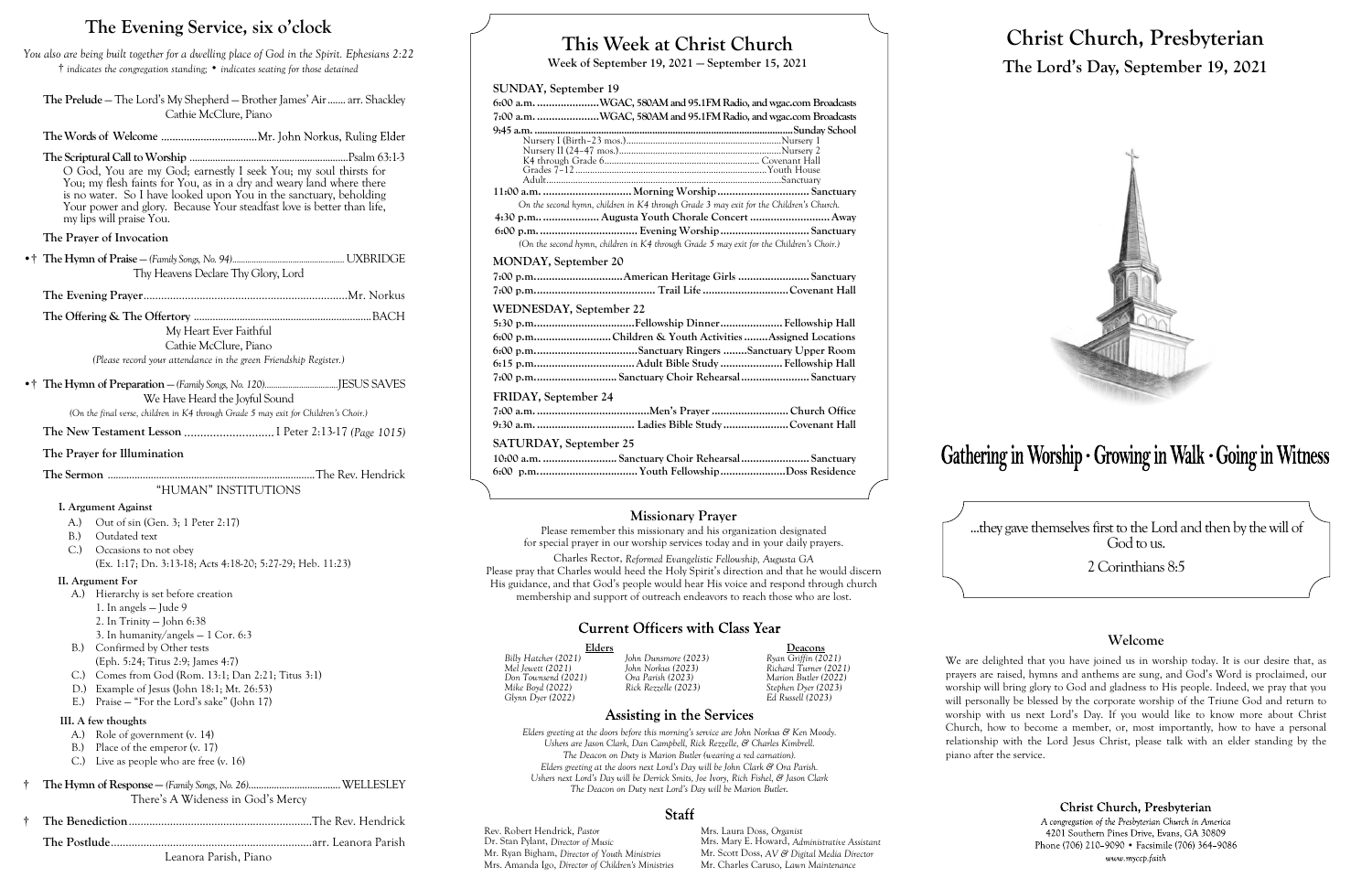# The Evening Service, six o'clock

*You also are being built together for a dwelling place of God in the Spirit. Ephesians 2:22*
† *indicates the congregation standing;* • *indicates seating for those detained*

**The Prelude** — The Lord's My Shepherd — Brother James' Air ....... arr. Shackley
Cathie McClure, Piano

**The Words of Welcome** .................................Mr. John Norkus, Ruling Elder

**The Scriptural Call to Worship** ..........................................................Psalm 63:1-3
O God, You are my God; earnestly I seek You; my soul thirsts for You; my flesh faints for You, as in a dry and weary land where there is no water. So I have looked upon You in the sanctuary, beholding Your power and glory. Because Your steadfast love is better than life, my lips will praise You.

**The Prayer of Invocation**

•† **The Hymn of Praise** — *(Family Songs, No. 94)*.................................................. UXBRIDGE
Thy Heavens Declare Thy Glory, Lord

**The Evening Prayer**....................................................................Mr. Norkus

**The Offering & The Offertory** ...................................................................BACH
My Heart Ever Faithful
Cathie McClure, Piano
*(Please record your attendance in the green Friendship Register.)*

•† **The Hymn of Preparation** — *(Family Songs, No. 120)*..................................JESUS SAVES
We Have Heard the Joyful Sound
*(On the final verse, children in K4 through Grade 5 may exit for Children's Choir.)*

**The New Testament Lesson** ............................I Peter 2:13-17 *(Page 1015)*

**The Prayer for Illumination**

**The Sermon** ............................................................................The Rev. Hendrick
"HUMAN" INSTITUTIONS

**I. Argument Against**
- A.) Out of sin (Gen. 3; 1 Peter 2:17)
- B.) Outdated text
- C.) Occasions to not obey
  (Ex. 1:17; Dn. 3:13-18; Acts 4:18-20; 5:27-29; Heb. 11:23)

**II. Argument For**
- A.) Hierarchy is set before creation
  1. In angels — Jude 9
  2. In Trinity — John 6:38
  3. In humanity/angels — 1 Cor. 6:3
- B.) Confirmed by Other tests
  (Eph. 5:24; Titus 2:9; James 4:7)
- C.) Comes from God (Rom. 13:1; Dan 2:21; Titus 3:1)
- D.) Example of Jesus (John 18:1; Mt. 26:53)
- E.) Praise — "For the Lord's sake" (John 17)

**III. A few thoughts**
- A.) Role of government (v. 14)
- B.) Place of the emperor (v. 17)
- C.) Live as people who are free (v. 16)

† **The Hymn of Response** — *(Family Songs, No. 26)*....................................WELLESLEY
There's A Wideness in God's Mercy

† **The Benediction**.............................................................The Rev. Hendrick

**The Postlude**...................................................................arr. Leanora Parish
Leanora Parish, Piano

# This Week at Christ Church

**Week of September 19, 2021 — September 15, 2021**

**SUNDAY, September 19**
- 6:00 a.m. .....................WGAC, 580AM and 95.1FM Radio, and wgac.com Broadcasts
- 7:00 a.m. .....................WGAC, 580AM and 95.1FM Radio, and wgac.com Broadcasts
- 9:45 a.m. ............................................................Sunday School
  - Nursery I (Birth–23 mos.).......................................Nursery 1
  - Nursery II (24–47 mos.)...........................................Nursery 2
  - K4 through Grade 6..............................................Covenant Hall
  - Grades 7–12...........................................................Youth House
  - Adult...........................................................................Sanctuary
- 11:00 a.m. ............................ Morning Worship ............................ Sanctuary
  *On the second hymn, children in K4 through Grade 3 may exit for the Children's Church.*
- 4:30 p.m.. .................. Augusta Youth Chorale Concert ........................... Away
- 6:00 p.m. ................................ Evening Worship ............................ Sanctuary
  *(On the second hymn, children in K4 through Grade 5 may exit for the Children's Choir.)*

**MONDAY, September 20**
- 7:00 p.m.............................American Heritage Girls ........................ Sanctuary
- 7:00 p.m.......................................... Trail Life ............................Covenant Hall

**WEDNESDAY, September 22**
- 5:30 p.m.................................Fellowship Dinner.................... Fellowship Hall
- 6:00 p.m.........................Children & Youth Activities........Assigned Locations
- 6:00 p.m..................................Sanctuary Ringers ........Sanctuary Upper Room
- 6:15 p.m.................................Adult Bible Study .................... Fellowship Hall
- 7:00 p.m.......................... Sanctuary Choir Rehearsal ....................... Sanctuary

**FRIDAY, September 24**
- 7:00 a.m. .....................................Men's Prayer .......................... Church Office
- 9:30 a.m. ................................ Ladies Bible Study ...................... Covenant Hall

**SATURDAY, September 25**
- 10:00 a.m. ....................... Sanctuary Choir Rehearsal ....................... Sanctuary
- 6:00 p.m................................ Youth Fellowship......................Doss Residence

## Missionary Prayer

Please remember this missionary and his organization designated for special prayer in our worship services today and in your daily prayers.

Charles Rector, *Reformed Evangelistic Fellowship, Augusta GA*
Please pray that Charles would heed the Holy Spirit's direction and that he would discern His guidance, and that God's people would hear His voice and respond through church membership and support of outreach endeavors to reach those who are lost.

## Current Officers with Class Year

| Elders | | Deacons |
|---|---|---|
| *Billy Hatcher (2021)* | *John Dunsmore (2023)* | *Ryan Griffin (2021)* |
| *Mel Jewett (2021)* | *John Norkus (2023)* | *Richard Turner (2021)* |
| *Don Townsend (2021)* | *Ora Parish (2023)* | *Marion Butler (2022)* |
| *Mike Boyd (2022)* | *Rick Rezzelle (2023)* | *Stephen Dyer (2023)* |
| *Glynn Dyer (2022)* | | *Ed Russell (2023)* |

## Assisting in the Services

*Elders greeting at the doors before this morning's service are John Norkus & Ken Moody.*
*Ushers are Jason Clark, Dan Campbell, Rick Rezzelle, & Charles Kimbrell.*
*The Deacon on Duty is Marion Butler (wearing a red carnation).*
*Elders greeting at the doors next Lord's Day will be John Clark & Ora Parish.*
*Ushers next Lord's Day will be Derrick Smits, Joe Ivory, Rich Fishel, & Jason Clark*
*The Deacon on Duty next Lord's Day will be Marion Butler.*

## Staff

Rev. Robert Hendrick, *Pastor*
Dr. Stan Pylant, *Director of Music*
Mr. Ryan Bigham, *Director of Youth Ministries*
Mrs. Amanda Igo, *Director of Children's Ministries*
Mrs. Laura Doss, *Organist*
Mrs. Mary E. Howard, *Administrative Assistant*
Mr. Scott Doss, *AV & Digital Media Director*
Mr. Charles Caruso, *Lawn Maintenance*

# Christ Church, Presbyterian

## The Lord's Day, September 19, 2021

# Gathering in Worship · Growing in Walk · Going in Witness

...they gave themselves first to the Lord and then by the will of God to us.

2 Corinthians 8:5

## Welcome

We are delighted that you have joined us in worship today. It is our desire that, as prayers are raised, hymns and anthems are sung, and God's Word is proclaimed, our worship will bring glory to God and gladness to His people. Indeed, we pray that you will personally be blessed by the corporate worship of the Triune God and return to worship with us next Lord's Day. If you would like to know more about Christ Church, how to become a member, or, most importantly, how to have a personal relationship with the Lord Jesus Christ, please talk with an elder standing by the piano after the service.

**Christ Church, Presbyterian**
*A congregation of the Presbyterian Church in America*
4201 Southern Pines Drive, Evans, GA 30809
Phone (706) 210-9090 • Facsimile (706) 364-9086
*www.myccp.faith*